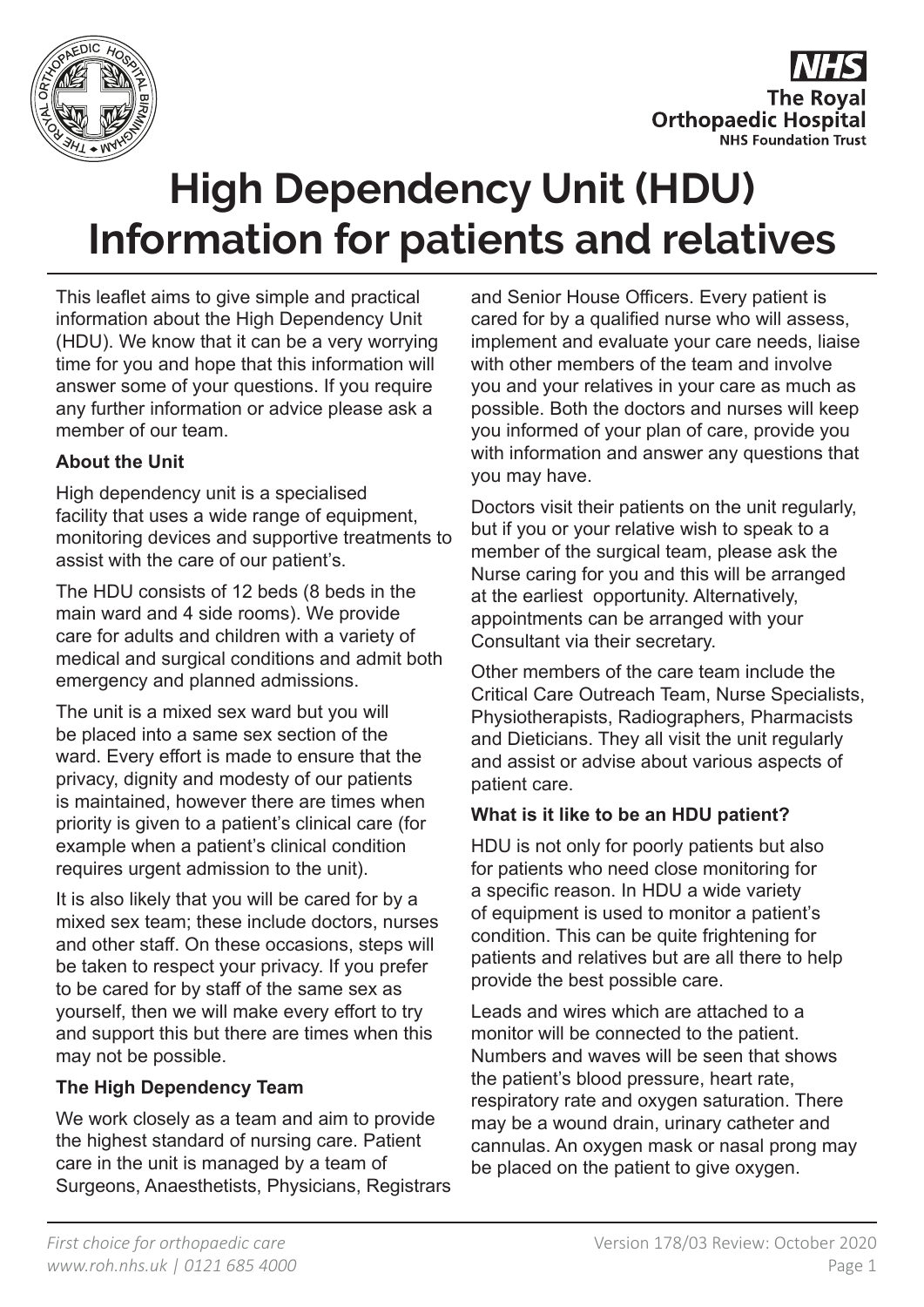# High Dependency Unit (HDU) Information for patients and relatives

This leaflet aims to give simple and practical information about the High Dependency Unit (HDU). We know that it can be a very worrying time for you and hope that this information will answer some of your questions. If you require any further information or advice please ask a member of our team.

### About the Unit

High dependency unit is a specialised facility that uses a wide range of equipment, monitoring devices and supportive treatments to assist with the care of our patient's.

The HDU consists of 12 beds (8 beds in the main ward and 4 side rooms). We provide care for adults and children with a variety of medical and surgical conditions and admit both emergency and planned admissions.

The unit is a mixed sex ward but you will be placed into a same sex section of the ward. Every effort is made to ensure that the privacy, dignity and modesty of our patients is maintained, however there are times when priority is given to a patient's clinical care (for example when a patient's clinical condition requires urgent admission to the unit).

It is also likely that you will be cared for by a mixed sex team; these include doctors, nurses and other staff. On these occasions, steps will be taken to respect your privacy. If you prefer to be cared for by staff of the same sex as yourself, then we will make every effort to try and support this but there are times when this may not be possible.

### The High Dependency Team

We work closely as a team and aim to provide the highest standard of nursing care. Patient care in the unit is managed by a team of Surgeons, Anaesthetists, Physicians, Registrars and Senior House Officers. Every patient is cared for by a qualified nurse who will assess, implement and evaluate your care needs, liaise with other members of the team and involve you and your relatives in your care as much as possible. Both the doctors and nurses will keep you informed of your plan of care, provide you with information and answer any questions that you may have.

Doctors visit their patients on the unit regularly, but if you or your relative wish to speak to a member of the surgical team, please ask the Nurse caring for you and this will be arranged at the earliest opportunity. Alternatively, appointments can be arranged with your Consultant via their secretary.

Other members of the care team include the Critical Care Outreach Team, Nurse Specialists, Physiotherapists, Radiographers, Pharmacists and Dieticians. They all visit the unit regularly and assist or advise about various aspects of patient care.

### What is it like to be an HDU patient?

HDU is not only for poorly patients but also for patients who need close monitoring for a specific reason. In HDU a wide variety of equipment is used to monitor a patient's condition. This can be quite frightening for patients and relatives but are all there to help provide the best possible care.

Leads and wires which are attached to a monitor will be connected to the patient. Numbers and waves will be seen that shows the patient's blood pressure, heart rate, respiratory rate and oxygen saturation. There may be a wound drain, urinary catheter and cannulas. An oxygen mask or nasal prong may be placed on the patient to give oxygen.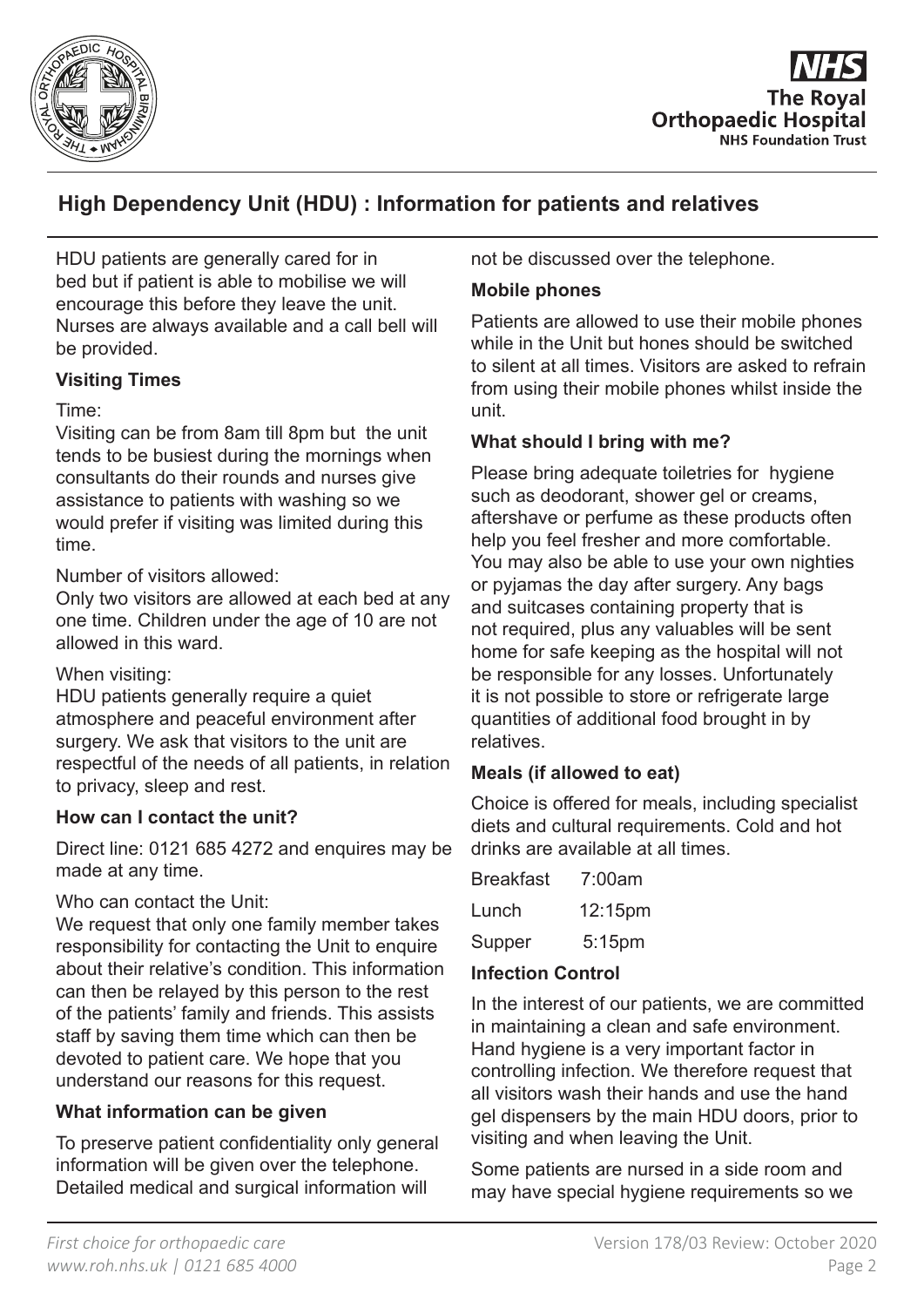## High Dependency Unit (HDU) : Information for patients and relatives

HDU patients are generally cared for in bed but if patient is able to mobilise we will encourage this before they leave the unit. Nurses are always available and a call bell will be provided.

**Visiting Times**

Time:
Visiting can be from 8am till 8pm but the unit tends to be busiest during the mornings when consultants do their rounds and nurses give assistance to patients with washing so we would prefer if visiting was limited during this time.

Number of visitors allowed:
Only two visitors are allowed at each bed at any one time. Children under the age of 10 are not allowed in this ward.

When visiting:
HDU patients generally require a quiet atmosphere and peaceful environment after surgery. We ask that visitors to the unit are respectful of the needs of all patients, in relation to privacy, sleep and rest.

**How can I contact the unit?**

Direct line: 0121 685 4272 and enquires may be made at any time.

Who can contact the Unit:
We request that only one family member takes responsibility for contacting the Unit to enquire about their relative's condition. This information can then be relayed by this person to the rest of the patients' family and friends. This assists staff by saving them time which can then be devoted to patient care. We hope that you understand our reasons for this request.

**What information can be given**

To preserve patient confidentiality only general information will be given over the telephone. Detailed medical and surgical information will not be discussed over the telephone.

**Mobile phones**

Patients are allowed to use their mobile phones while in the Unit but hones should be switched to silent at all times. Visitors are asked to refrain from using their mobile phones whilst inside the unit.

**What should I bring with me?**

Please bring adequate toiletries for hygiene such as deodorant, shower gel or creams, aftershave or perfume as these products often help you feel fresher and more comfortable. You may also be able to use your own nighties or pyjamas the day after surgery. Any bags and suitcases containing property that is not required, plus any valuables will be sent home for safe keeping as the hospital will not be responsible for any losses. Unfortunately it is not possible to store or refrigerate large quantities of additional food brought in by relatives.

**Meals (if allowed to eat)**

Choice is offered for meals, including specialist diets and cultural requirements. Cold and hot drinks are available at all times.

| Breakfast | 7:00am |
|---|---|
| Lunch | 12:15pm |
| Supper | 5:15pm |

**Infection Control**

In the interest of our patients, we are committed in maintaining a clean and safe environment. Hand hygiene is a very important factor in controlling infection. We therefore request that all visitors wash their hands and use the hand gel dispensers by the main HDU doors, prior to visiting and when leaving the Unit.

Some patients are nursed in a side room and may have special hygiene requirements so we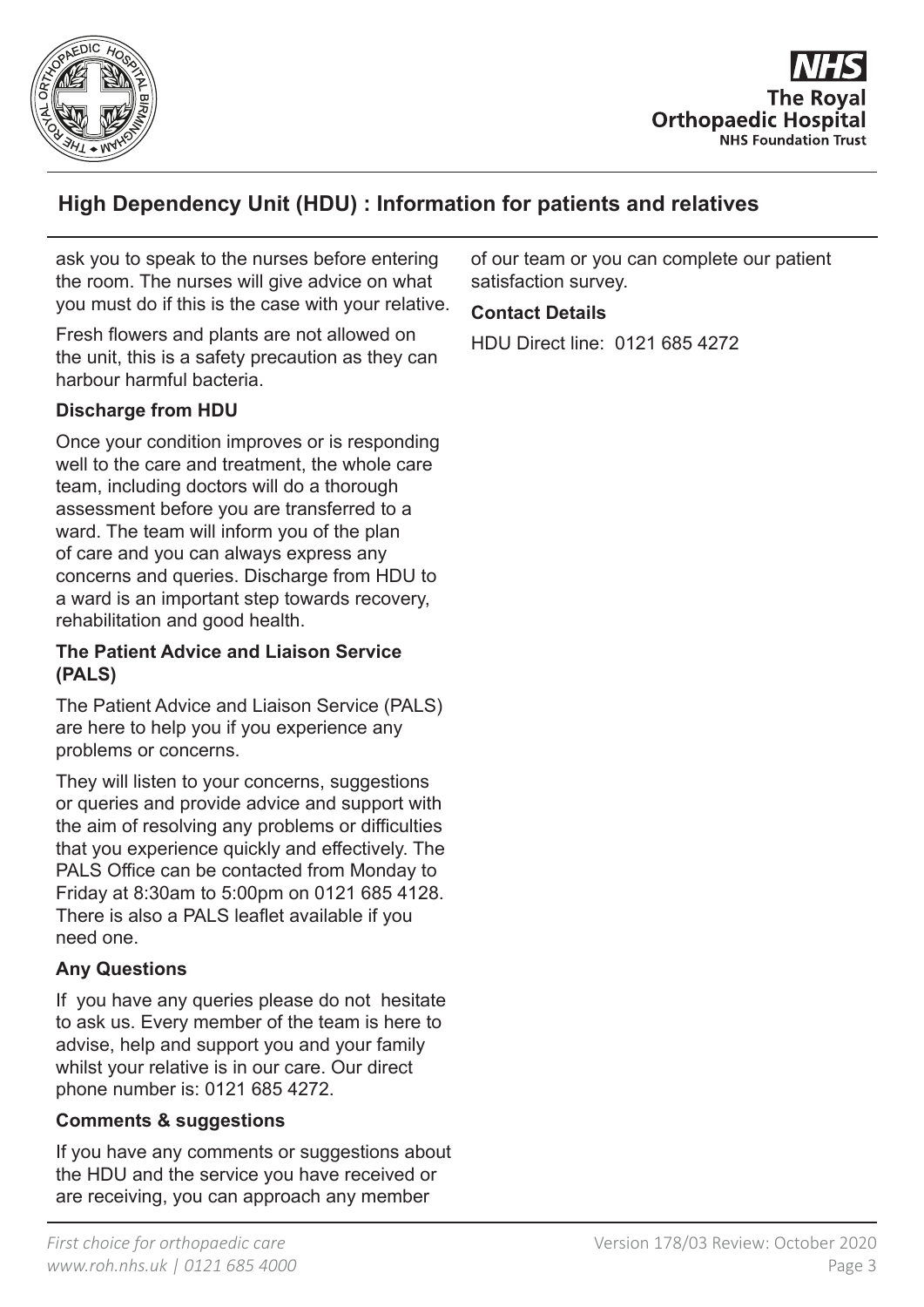ask you to speak to the nurses before entering the room. The nurses will give advice on what you must do if this is the case with your relative.

Fresh flowers and plants are not allowed on the unit, this is a safety precaution as they can harbour harmful bacteria.

**Discharge from HDU**

Once your condition improves or is responding well to the care and treatment, the whole care team, including doctors will do a thorough assessment before you are transferred to a ward. The team will inform you of the plan of care and you can always express any concerns and queries. Discharge from HDU to a ward is an important step towards recovery, rehabilitation and good health.

**The Patient Advice and Liaison Service (PALS)**

The Patient Advice and Liaison Service (PALS) are here to help you if you experience any problems or concerns.

They will listen to your concerns, suggestions or queries and provide advice and support with the aim of resolving any problems or difficulties that you experience quickly and effectively. The PALS Office can be contacted from Monday to Friday at 8:30am to 5:00pm on 0121 685 4128. There is also a PALS leaflet available if you need one.

**Any Questions**

If you have any queries please do not hesitate to ask us. Every member of the team is here to advise, help and support you and your family whilst your relative is in our care. Our direct phone number is: 0121 685 4272.

**Comments & suggestions**

If you have any comments or suggestions about the HDU and the service you have received or are receiving, you can approach any member of our team or you can complete our patient satisfaction survey.

**Contact Details**

HDU Direct line: 0121 685 4272